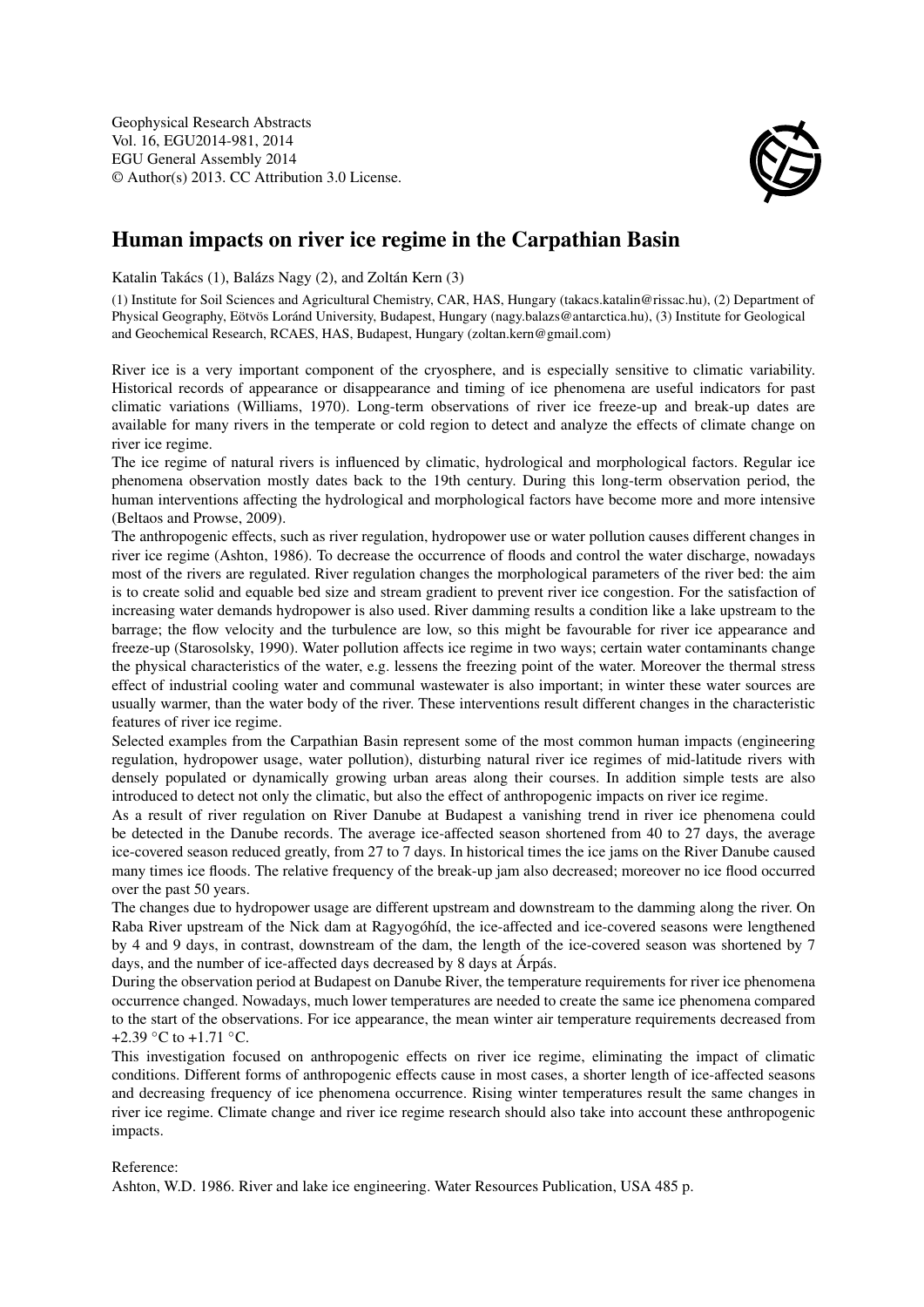Geophysical Research Abstracts
Vol. 16, EGU2014-981, 2014
EGU General Assembly 2014
© Author(s) 2013. CC Attribution 3.0 License.

# Human impacts on river ice regime in the Carpathian Basin

Katalin Takács (1), Balázs Nagy (2), and Zoltán Kern (3)

(1) Institute for Soil Sciences and Agricultural Chemistry, CAR, HAS, Hungary (takacs.katalin@rissac.hu), (2) Department of Physical Geography, Eötvös Loránd University, Budapest, Hungary (nagy.balazs@antarctica.hu), (3) Institute for Geological and Geochemical Research, RCAES, HAS, Budapest, Hungary (zoltan.kern@gmail.com)

River ice is a very important component of the cryosphere, and is especially sensitive to climatic variability. Historical records of appearance or disappearance and timing of ice phenomena are useful indicators for past climatic variations (Williams, 1970). Long-term observations of river ice freeze-up and break-up dates are available for many rivers in the temperate or cold region to detect and analyze the effects of climate change on river ice regime.

The ice regime of natural rivers is influenced by climatic, hydrological and morphological factors. Regular ice phenomena observation mostly dates back to the 19th century. During this long-term observation period, the human interventions affecting the hydrological and morphological factors have become more and more intensive (Beltaos and Prowse, 2009).

The anthropogenic effects, such as river regulation, hydropower use or water pollution causes different changes in river ice regime (Ashton, 1986). To decrease the occurrence of floods and control the water discharge, nowadays most of the rivers are regulated. River regulation changes the morphological parameters of the river bed: the aim is to create solid and equable bed size and stream gradient to prevent river ice congestion. For the satisfaction of increasing water demands hydropower is also used. River damming results a condition like a lake upstream to the barrage; the flow velocity and the turbulence are low, so this might be favourable for river ice appearance and freeze-up (Starosolsky, 1990). Water pollution affects ice regime in two ways; certain water contaminants change the physical characteristics of the water, e.g. lessens the freezing point of the water. Moreover the thermal stress effect of industrial cooling water and communal wastewater is also important; in winter these water sources are usually warmer, than the water body of the river. These interventions result different changes in the characteristic features of river ice regime.

Selected examples from the Carpathian Basin represent some of the most common human impacts (engineering regulation, hydropower usage, water pollution), disturbing natural river ice regimes of mid-latitude rivers with densely populated or dynamically growing urban areas along their courses. In addition simple tests are also introduced to detect not only the climatic, but also the effect of anthropogenic impacts on river ice regime.

As a result of river regulation on River Danube at Budapest a vanishing trend in river ice phenomena could be detected in the Danube records. The average ice-affected season shortened from 40 to 27 days, the average ice-covered season reduced greatly, from 27 to 7 days. In historical times the ice jams on the River Danube caused many times ice floods. The relative frequency of the break-up jam also decreased; moreover no ice flood occurred over the past 50 years.

The changes due to hydropower usage are different upstream and downstream to the damming along the river. On Raba River upstream of the Nick dam at Ragyogóhíd, the ice-affected and ice-covered seasons were lengthened by 4 and 9 days, in contrast, downstream of the dam, the length of the ice-covered season was shortened by 7 days, and the number of ice-affected days decreased by 8 days at Árpás.

During the observation period at Budapest on Danube River, the temperature requirements for river ice phenomena occurrence changed. Nowadays, much lower temperatures are needed to create the same ice phenomena compared to the start of the observations. For ice appearance, the mean winter air temperature requirements decreased from +2.39 °C to +1.71 °C.

This investigation focused on anthropogenic effects on river ice regime, eliminating the impact of climatic conditions. Different forms of anthropogenic effects cause in most cases, a shorter length of ice-affected seasons and decreasing frequency of ice phenomena occurrence. Rising winter temperatures result the same changes in river ice regime. Climate change and river ice regime research should also take into account these anthropogenic impacts.

Reference:

Ashton, W.D. 1986. River and lake ice engineering. Water Resources Publication, USA 485 p.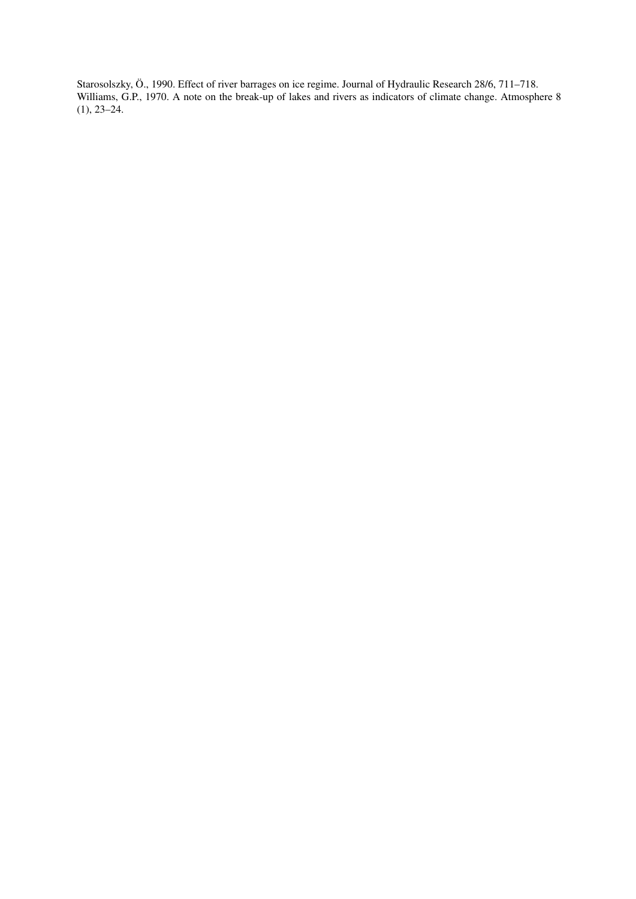Starosolszky, Ö., 1990. Effect of river barrages on ice regime. Journal of Hydraulic Research 28/6, 711–718.

Williams, G.P., 1970. A note on the break-up of lakes and rivers as indicators of climate change. Atmosphere 8 (1), 23–24.